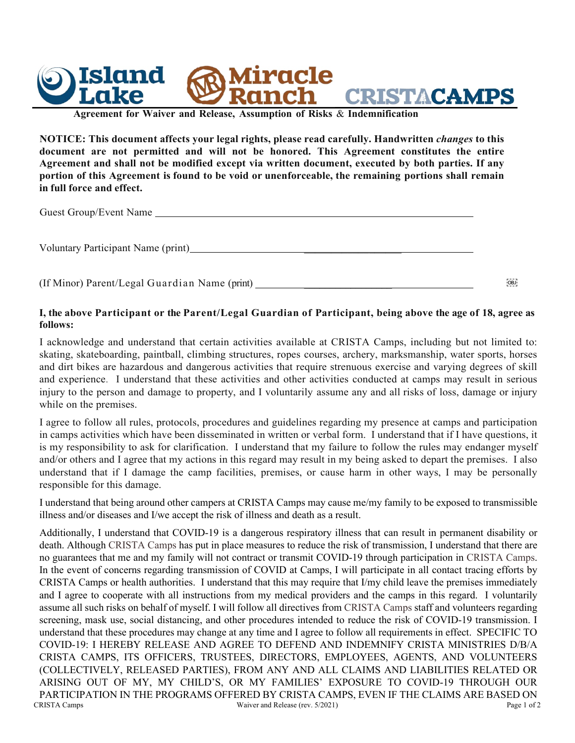# Island Lake Miracle Ranch CRISTACAMPS

**Agreement for Waiver and Release, Assumption of Risks & Indemnification**

**NOTICE: This document affects your legal rights, please read carefully. Handwritten *changes* to this document are not permitted and will not be honored. This Agreement constitutes the entire Agreement and shall not be modified except via written document, executed by both parties. If any portion of this Agreement is found to be void or unenforceable, the remaining portions shall remain in full force and effect.**

Guest Group/Event Name ______________________________________________

Voluntary Participant Name (print)______________________________________

(If Minor) Parent/Legal Guardian Name (print) ____________________________

**I, the above Participant or the Parent/Legal Guardian of Participant, being above the age of 18, agree as follows:**

I acknowledge and understand that certain activities available at CRISTA Camps, including but not limited to: skating, skateboarding, paintball, climbing structures, ropes courses, archery, marksmanship, water sports, horses and dirt bikes are hazardous and dangerous activities that require strenuous exercise and varying degrees of skill and experience. I understand that these activities and other activities conducted at camps may result in serious injury to the person and damage to property, and I voluntarily assume any and all risks of loss, damage or injury while on the premises.

I agree to follow all rules, protocols, procedures and guidelines regarding my presence at camps and participation in camps activities which have been disseminated in written or verbal form. I understand that if I have questions, it is my responsibility to ask for clarification. I understand that my failure to follow the rules may endanger myself and/or others and I agree that my actions in this regard may result in my being asked to depart the premises. I also understand that if I damage the camp facilities, premises, or cause harm in other ways, I may be personally responsible for this damage.

I understand that being around other campers at CRISTA Camps may cause me/my family to be exposed to transmissible illness and/or diseases and I/we accept the risk of illness and death as a result.

Additionally, I understand that COVID-19 is a dangerous respiratory illness that can result in permanent disability or death. Although CRISTA Camps has put in place measures to reduce the risk of transmission, I understand that there are no guarantees that me and my family will not contract or transmit COVID-19 through participation in CRISTA Camps. In the event of concerns regarding transmission of COVID at Camps, I will participate in all contact tracing efforts by CRISTA Camps or health authorities. I understand that this may require that I/my child leave the premises immediately and I agree to cooperate with all instructions from my medical providers and the camps in this regard. I voluntarily assume all such risks on behalf of myself. I will follow all directives from CRISTA Camps staff and volunteers regarding screening, mask use, social distancing, and other procedures intended to reduce the risk of COVID-19 transmission. I understand that these procedures may change at any time and I agree to follow all requirements in effect. SPECIFIC TO COVID-19: I HEREBY RELEASE AND AGREE TO DEFEND AND INDEMNIFY CRISTA MINISTRIES D/B/A CRISTA CAMPS, ITS OFFICERS, TRUSTEES, DIRECTORS, EMPLOYEES, AGENTS, AND VOLUNTEERS (COLLECTIVELY, RELEASED PARTIES), FROM ANY AND ALL CLAIMS AND LIABILITIES RELATED OR ARISING OUT OF MY, MY CHILD'S, OR MY FAMILIES' EXPOSURE TO COVID-19 THROUGH OUR PARTICIPATION IN THE PROGRAMS OFFERED BY CRISTA CAMPS, EVEN IF THE CLAIMS ARE BASED ON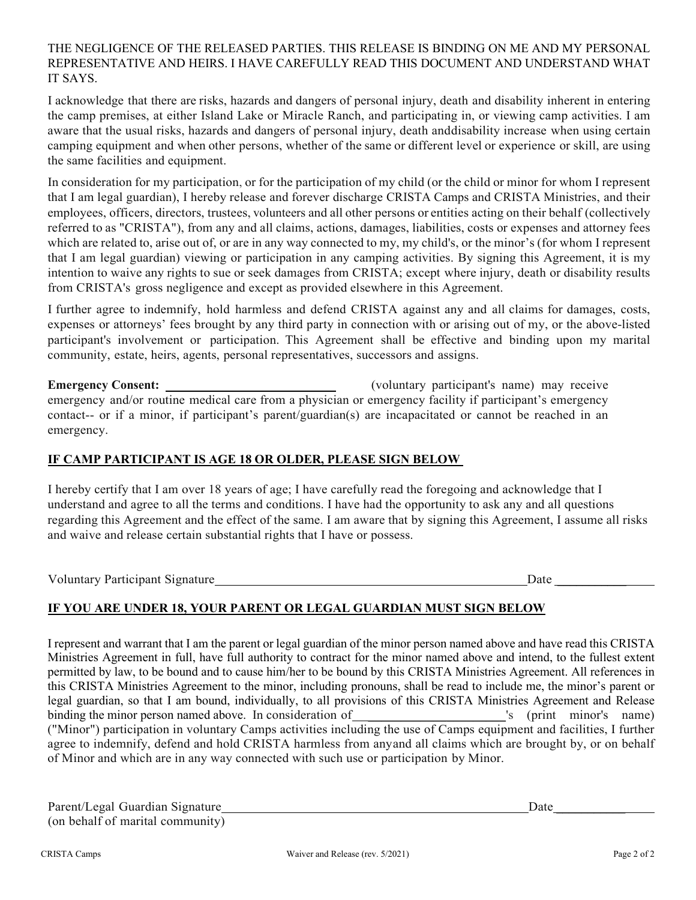THE NEGLIGENCE OF THE RELEASED PARTIES. THIS RELEASE IS BINDING ON ME AND MY PERSONAL REPRESENTATIVE AND HEIRS. I HAVE CAREFULLY READ THIS DOCUMENT AND UNDERSTAND WHAT IT SAYS.

I acknowledge that there are risks, hazards and dangers of personal injury, death and disability inherent in entering the camp premises, at either Island Lake or Miracle Ranch, and participating in, or viewing camp activities. I am aware that the usual risks, hazards and dangers of personal injury, death anddisability increase when using certain camping equipment and when other persons, whether of the same or different level or experience or skill, are using the same facilities and equipment.

In consideration for my participation, or for the participation of my child (or the child or minor for whom I represent that I am legal guardian), I hereby release and forever discharge CRISTA Camps and CRISTA Ministries, and their employees, officers, directors, trustees, volunteers and all other persons or entities acting on their behalf (collectively referred to as "CRISTA"), from any and all claims, actions, damages, liabilities, costs or expenses and attorney fees which are related to, arise out of, or are in any way connected to my, my child's, or the minor's (for whom I represent that I am legal guardian) viewing or participation in any camping activities. By signing this Agreement, it is my intention to waive any rights to sue or seek damages from CRISTA; except where injury, death or disability results from CRISTA's gross negligence and except as provided elsewhere in this Agreement.

I further agree to indemnify, hold harmless and defend CRISTA against any and all claims for damages, costs, expenses or attorneys' fees brought by any third party in connection with or arising out of my, or the above-listed participant's involvement or participation. This Agreement shall be effective and binding upon my marital community, estate, heirs, agents, personal representatives, successors and assigns.

**Emergency Consent:** ______________________ (voluntary participant's name) may receive emergency and/or routine medical care from a physician or emergency facility if participant's emergency contact-- or if a minor, if participant's parent/guardian(s) are incapacitated or cannot be reached in an emergency.

**IF CAMP PARTICIPANT IS AGE 18 OR OLDER, PLEASE SIGN BELOW**

I hereby certify that I am over 18 years of age; I have carefully read the foregoing and acknowledge that I understand and agree to all the terms and conditions. I have had the opportunity to ask any and all questions regarding this Agreement and the effect of the same. I am aware that by signing this Agreement, I assume all risks and waive and release certain substantial rights that I have or possess.

Voluntary Participant Signature__________________________________________ Date ______________

**IF YOU ARE UNDER 18, YOUR PARENT OR LEGAL GUARDIAN MUST SIGN BELOW**

I represent and warrant that I am the parent or legal guardian of the minor person named above and have read this CRISTA Ministries Agreement in full, have full authority to contract for the minor named above and intend, to the fullest extent permitted by law, to be bound and to cause him/her to be bound by this CRISTA Ministries Agreement. All references in this CRISTA Ministries Agreement to the minor, including pronouns, shall be read to include me, the minor's parent or legal guardian, so that I am bound, individually, to all provisions of this CRISTA Ministries Agreement and Release binding the minor person named above. In consideration of____________________'s (print minor's name) ("Minor") participation in voluntary Camps activities including the use of Camps equipment and facilities, I further agree to indemnify, defend and hold CRISTA harmless from anyand all claims which are brought by, or on behalf of Minor and which are in any way connected with such use or participation by Minor.

Parent/Legal Guardian Signature__________________________________________ Date______________
(on behalf of marital community)

CRISTA Camps Waiver and Release (rev. 5/2021)